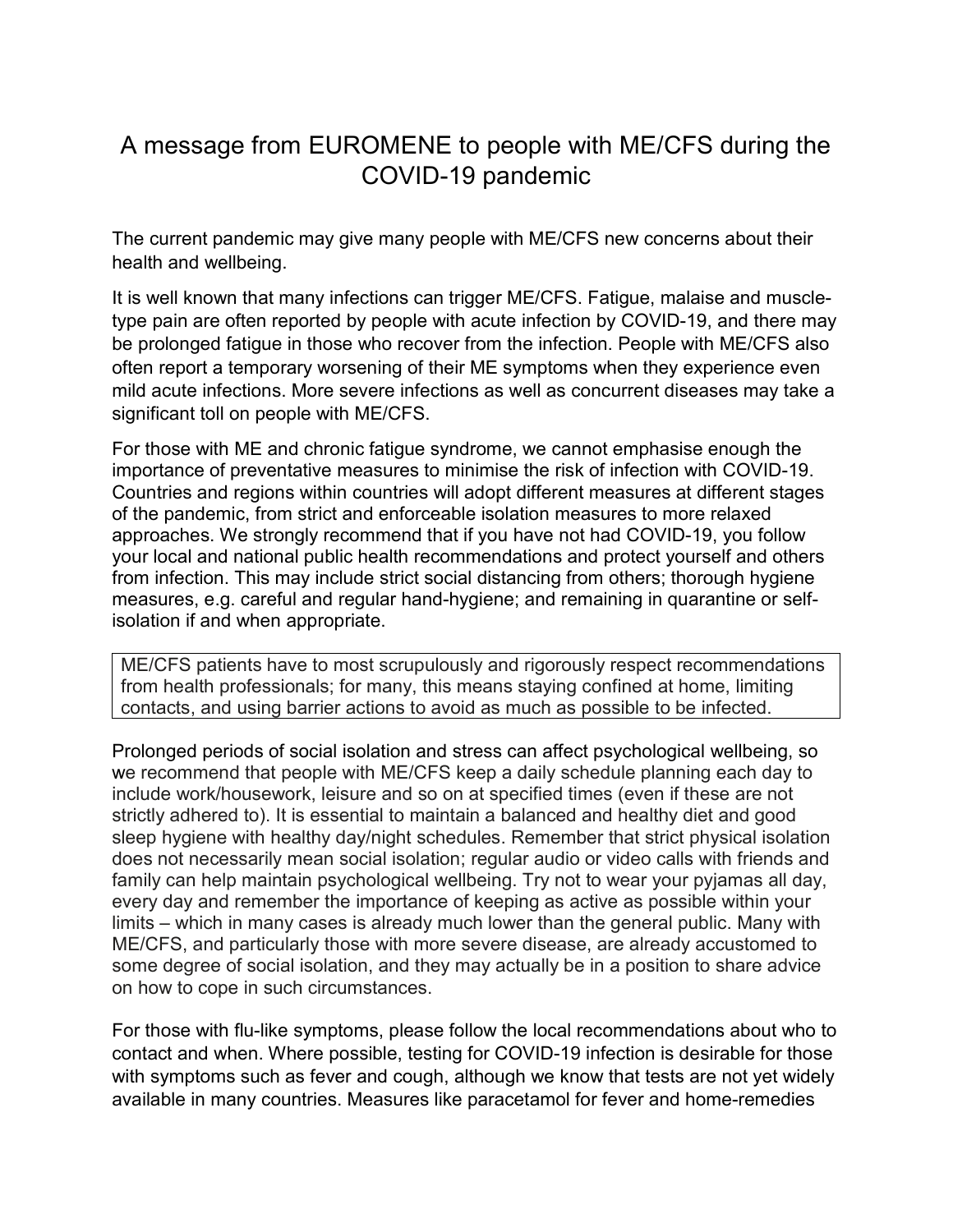# A message from EUROMENE to people with ME/CFS during the COVID-19 pandemic

The current pandemic may give many people with ME/CFS new concerns about their health and wellbeing.

It is well known that many infections can trigger ME/CFS. Fatigue, malaise and muscle-type pain are often reported by people with acute infection by COVID-19, and there may be prolonged fatigue in those who recover from the infection. People with ME/CFS also often report a temporary worsening of their ME symptoms when they experience even mild acute infections. More severe infections as well as concurrent diseases may take a significant toll on people with ME/CFS.

For those with ME and chronic fatigue syndrome, we cannot emphasise enough the importance of preventative measures to minimise the risk of infection with COVID-19. Countries and regions within countries will adopt different measures at different stages of the pandemic, from strict and enforceable isolation measures to more relaxed approaches. We strongly recommend that if you have not had COVID-19, you follow your local and national public health recommendations and protect yourself and others from infection. This may include strict social distancing from others; thorough hygiene measures, e.g. careful and regular hand-hygiene; and remaining in quarantine or self-isolation if and when appropriate.

> ME/CFS patients have to most scrupulously and rigorously respect recommendations from health professionals; for many, this means staying confined at home, limiting contacts, and using barrier actions to avoid as much as possible to be infected.

Prolonged periods of social isolation and stress can affect psychological wellbeing, so we recommend that people with ME/CFS keep a daily schedule planning each day to include work/housework, leisure and so on at specified times (even if these are not strictly adhered to). It is essential to maintain a balanced and healthy diet and good sleep hygiene with healthy day/night schedules. Remember that strict physical isolation does not necessarily mean social isolation; regular audio or video calls with friends and family can help maintain psychological wellbeing. Try not to wear your pyjamas all day, every day and remember the importance of keeping as active as possible within your limits – which in many cases is already much lower than the general public. Many with ME/CFS, and particularly those with more severe disease, are already accustomed to some degree of social isolation, and they may actually be in a position to share advice on how to cope in such circumstances.

For those with flu-like symptoms, please follow the local recommendations about who to contact and when. Where possible, testing for COVID-19 infection is desirable for those with symptoms such as fever and cough, although we know that tests are not yet widely available in many countries. Measures like paracetamol for fever and home-remedies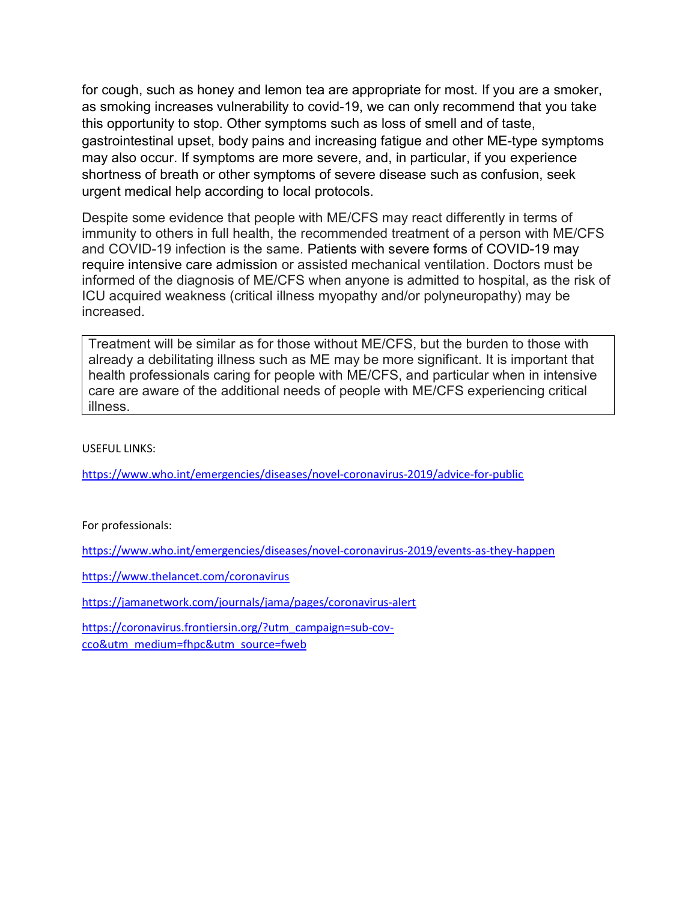for cough, such as honey and lemon tea are appropriate for most. If you are a smoker, as smoking increases vulnerability to covid-19, we can only recommend that you take this opportunity to stop. Other symptoms such as loss of smell and of taste, gastrointestinal upset, body pains and increasing fatigue and other ME-type symptoms may also occur. If symptoms are more severe, and, in particular, if you experience shortness of breath or other symptoms of severe disease such as confusion, seek urgent medical help according to local protocols.

Despite some evidence that people with ME/CFS may react differently in terms of immunity to others in full health, the recommended treatment of a person with ME/CFS and COVID-19 infection is the same. Patients with severe forms of COVID-19 may require intensive care admission or assisted mechanical ventilation. Doctors must be informed of the diagnosis of ME/CFS when anyone is admitted to hospital, as the risk of ICU acquired weakness (critical illness myopathy and/or polyneuropathy) may be increased.

> Treatment will be similar as for those without ME/CFS, but the burden to those with already a debilitating illness such as ME may be more significant. It is important that health professionals caring for people with ME/CFS, and particular when in intensive care are aware of the additional needs of people with ME/CFS experiencing critical illness.

USEFUL LINKS:

https://www.who.int/emergencies/diseases/novel-coronavirus-2019/advice-for-public

For professionals:

https://www.who.int/emergencies/diseases/novel-coronavirus-2019/events-as-they-happen

https://www.thelancet.com/coronavirus

https://jamanetwork.com/journals/jama/pages/coronavirus-alert

https://coronavirus.frontiersin.org/?utm_campaign=sub-cov-cco&utm_medium=fhpc&utm_source=fweb